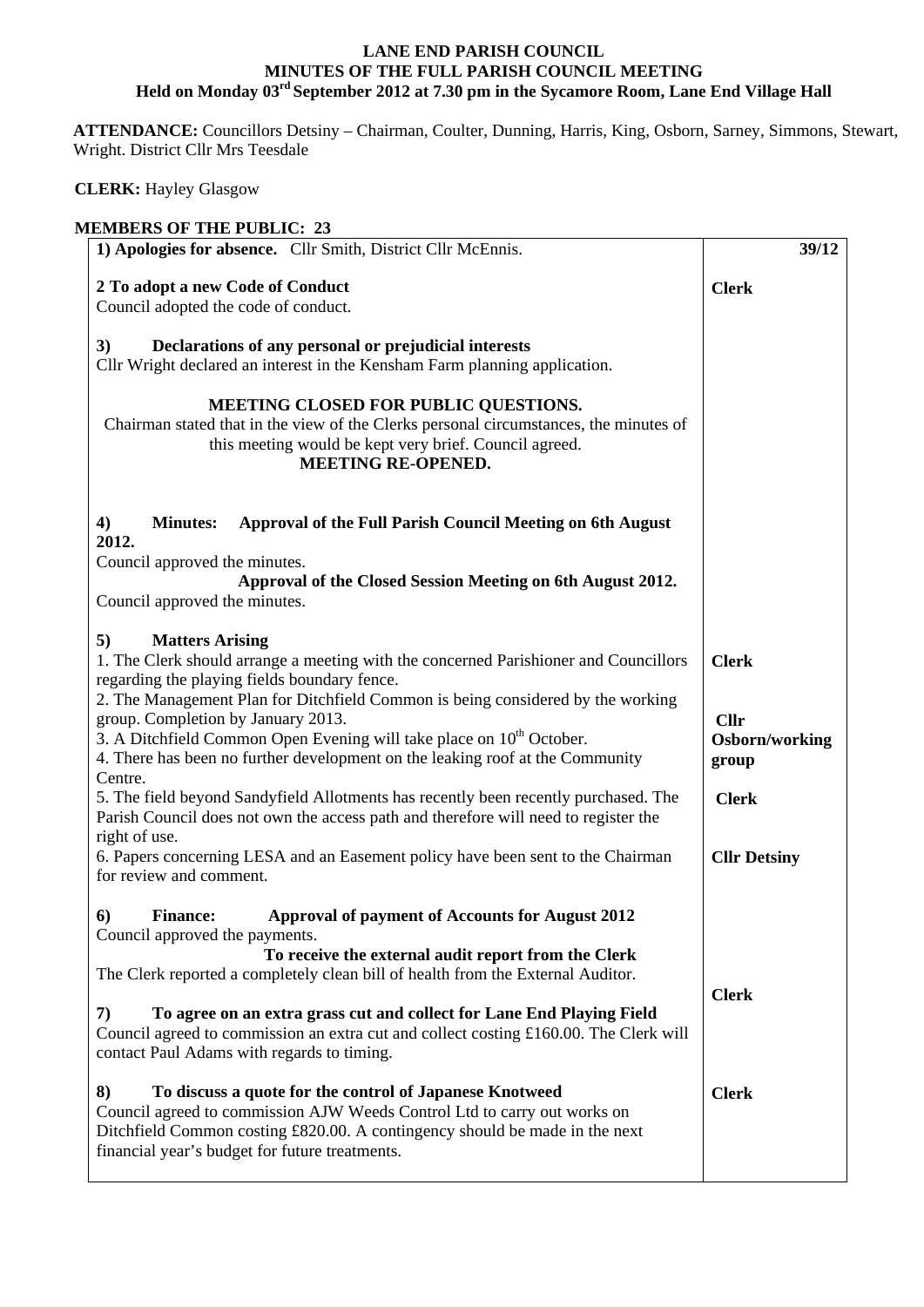# LANE END PARISH COUNCIL
## MINUTES OF THE FULL PARISH COUNCIL MEETING
### Held on Monday 03rd September 2012 at 7.30 pm in the Sycamore Room, Lane End Village Hall

**ATTENDANCE:** Councillors Detsiny – Chairman, Coulter, Dunning, Harris, King, Osborn, Sarney, Simmons, Stewart, Wright. District Cllr Mrs Teesdale

**CLERK:** Hayley Glasgow

**MEMBERS OF THE PUBLIC: 23**

| | |
|---|---|
| **1) Apologies for absence.** Cllr Smith, District Cllr McEnnis. | **39/12** |
| **2 To adopt a new Code of Conduct**<br>Council adopted the code of conduct. | **Clerk** |
| **3) Declarations of any personal or prejudicial interests**<br>Cllr Wright declared an interest in the Kensham Farm planning application. | |
| **MEETING CLOSED FOR PUBLIC QUESTIONS.**<br>Chairman stated that in the view of the Clerks personal circumstances, the minutes of this meeting would be kept very brief. Council agreed.<br>**MEETING RE-OPENED.** | |
| **4) Minutes: Approval of the Full Parish Council Meeting on 6th August 2012.**<br>Council approved the minutes.<br>**Approval of the Closed Session Meeting on 6th August 2012.**<br>Council approved the minutes. | |
| **5) Matters Arising**<br>1. The Clerk should arrange a meeting with the concerned Parishioner and Councillors regarding the playing fields boundary fence. | **Clerk** |
| 2. The Management Plan for Ditchfield Common is being considered by the working group. Completion by January 2013.<br>3. A Ditchfield Common Open Evening will take place on 10th October. | **Cllr Osborn/working group** |
| 4. There has been no further development on the leaking roof at the Community Centre.<br>5. The field beyond Sandyfield Allotments has recently been recently purchased. The Parish Council does not own the access path and therefore will need to register the right of use. | **Clerk** |
| 6. Papers concerning LESA and an Easement policy have been sent to the Chairman for review and comment. | **Cllr Detsiny** |
| **6) Finance: Approval of payment of Accounts for August 2012**<br>Council approved the payments.<br>**To receive the external audit report from the Clerk**<br>The Clerk reported a completely clean bill of health from the External Auditor. | |
| **7) To agree on an extra grass cut and collect for Lane End Playing Field**<br>Council agreed to commission an extra cut and collect costing £160.00. The Clerk will contact Paul Adams with regards to timing. | **Clerk** |
| **8) To discuss a quote for the control of Japanese Knotweed**<br>Council agreed to commission AJW Weeds Control Ltd to carry out works on Ditchfield Common costing £820.00. A contingency should be made in the next financial year's budget for future treatments. | **Clerk** |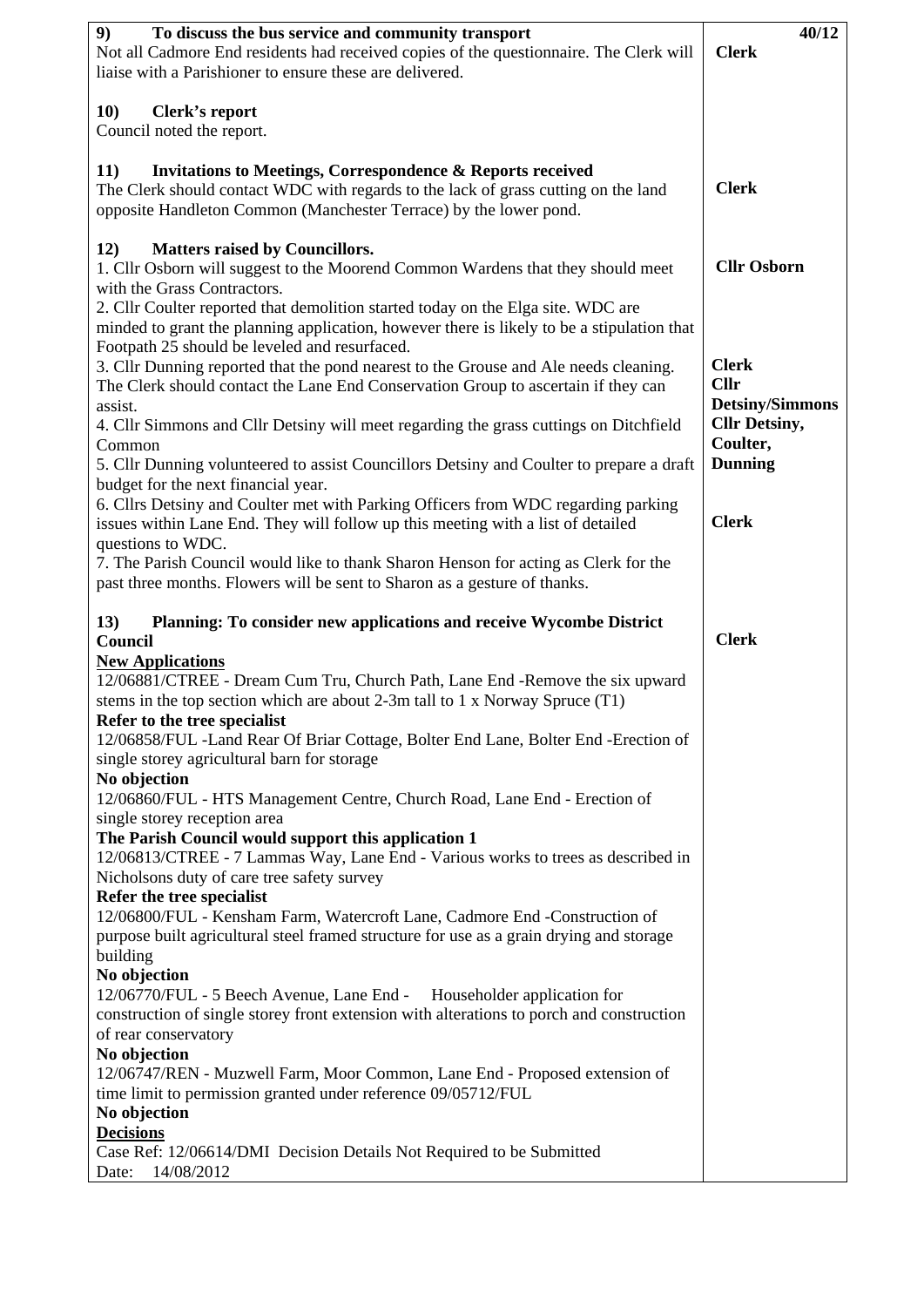| | 40/12 |
|---|---|
| **9) To discuss the bus service and community transport**<br>Not all Cadmore End residents had received copies of the questionnaire. The Clerk will liaise with a Parishioner to ensure these are delivered. | **Clerk** |
| **10) Clerk's report**<br>Council noted the report. | |
| **11) Invitations to Meetings, Correspondence & Reports received**<br>The Clerk should contact WDC with regards to the lack of grass cutting on the land opposite Handleton Common (Manchester Terrace) by the lower pond. | **Clerk** |
| **12) Matters raised by Councillors.**<br>1. Cllr Osborn will suggest to the Moorend Common Wardens that they should meet with the Grass Contractors. | **Cllr Osborn** |
| 2. Cllr Coulter reported that demolition started today on the Elga site. WDC are minded to grant the planning application, however there is likely to be a stipulation that Footpath 25 should be leveled and resurfaced. | |
| 3. Cllr Dunning reported that the pond nearest to the Grouse and Ale needs cleaning. The Clerk should contact the Lane End Conservation Group to ascertain if they can assist. | **Clerk** |
| 4. Cllr Simmons and Cllr Detsiny will meet regarding the grass cuttings on Ditchfield Common | **Cllr Detsiny/Simmons** |
| 5. Cllr Dunning volunteered to assist Councillors Detsiny and Coulter to prepare a draft budget for the next financial year. | **Cllr Detsiny, Coulter, Dunning** |
| 6. Cllrs Detsiny and Coulter met with Parking Officers from WDC regarding parking issues within Lane End. They will follow up this meeting with a list of detailed questions to WDC. | **Clerk** |
| 7. The Parish Council would like to thank Sharon Henson for acting as Clerk for the past three months. Flowers will be sent to Sharon as a gesture of thanks. | |
| **13) Planning: To consider new applications and receive Wycombe District Council**<br>**New Applications**<br>12/06881/CTREE - Dream Cum Tru, Church Path, Lane End -Remove the six upward stems in the top section which are about 2-3m tall to 1 x Norway Spruce (T1)<br>**Refer to the tree specialist**<br>12/06858/FUL -Land Rear Of Briar Cottage, Bolter End Lane, Bolter End -Erection of single storey agricultural barn for storage<br>**No objection**<br>12/06860/FUL - HTS Management Centre, Church Road, Lane End - Erection of single storey reception area<br>**The Parish Council would support this application 1**<br>12/06813/CTREE - 7 Lammas Way, Lane End - Various works to trees as described in Nicholsons duty of care tree safety survey<br>**Refer the tree specialist**<br>12/06800/FUL - Kensham Farm, Watercroft Lane, Cadmore End -Construction of purpose built agricultural steel framed structure for use as a grain drying and storage building<br>**No objection**<br>12/06770/FUL - 5 Beech Avenue, Lane End - Householder application for construction of single storey front extension with alterations to porch and construction of rear conservatory<br>**No objection**<br>12/06747/REN - Muzwell Farm, Moor Common, Lane End - Proposed extension of time limit to permission granted under reference 09/05712/FUL<br>**No objection**<br>**Decisions**<br>Case Ref: 12/06614/DMI Decision Details Not Required to be Submitted<br>Date: 14/08/2012 | **Clerk** |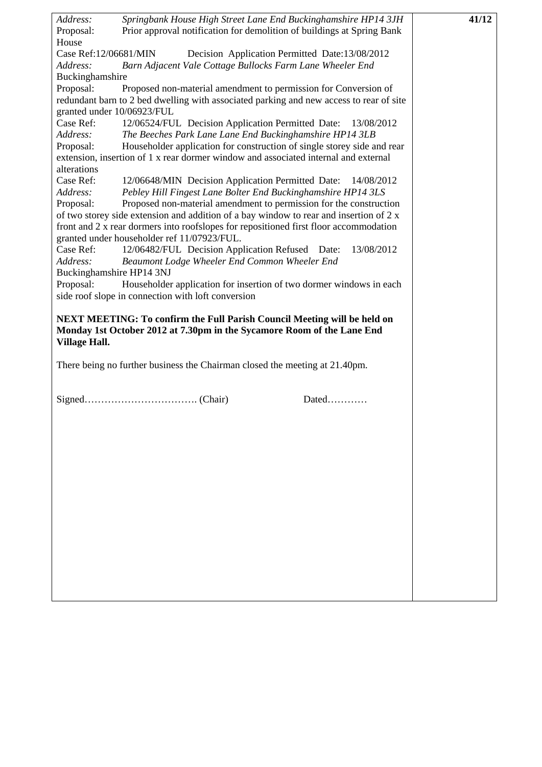*Address: Springbank House High Street Lane End Buckinghamshire HP14 3JH*
Proposal: Prior approval notification for demolition of buildings at Spring Bank House

Case Ref:12/06681/MIN Decision Application Permitted Date:13/08/2012
*Address: Barn Adjacent Vale Cottage Bullocks Farm Lane Wheeler End* Buckinghamshire
Proposal: Proposed non-material amendment to permission for Conversion of redundant barn to 2 bed dwelling with associated parking and new access to rear of site granted under 10/06923/FUL

Case Ref: 12/06524/FUL Decision Application Permitted Date: 13/08/2012
*Address: The Beeches Park Lane Lane End Buckinghamshire HP14 3LB*
Proposal: Householder application for construction of single storey side and rear extension, insertion of 1 x rear dormer window and associated internal and external alterations

Case Ref: 12/06648/MIN Decision Application Permitted Date: 14/08/2012
*Address: Pebley Hill Fingest Lane Bolter End Buckinghamshire HP14 3LS*
Proposal: Proposed non-material amendment to permission for the construction of two storey side extension and addition of a bay window to rear and insertion of 2 x front and 2 x rear dormers into roofslopes for repositioned first floor accommodation granted under householder ref 11/07923/FUL.

Case Ref: 12/06482/FUL Decision Application Refused Date: 13/08/2012
*Address: Beaumont Lodge Wheeler End Common Wheeler End* Buckinghamshire HP14 3NJ
Proposal: Householder application for insertion of two dormer windows in each side roof slope in connection with loft conversion

**NEXT MEETING: To confirm the Full Parish Council Meeting will be held on Monday 1st October 2012 at 7.30pm in the Sycamore Room of the Lane End Village Hall.**

There being no further business the Chairman closed the meeting at 21.40pm.

Signed……………………………. (Chair) Dated…………